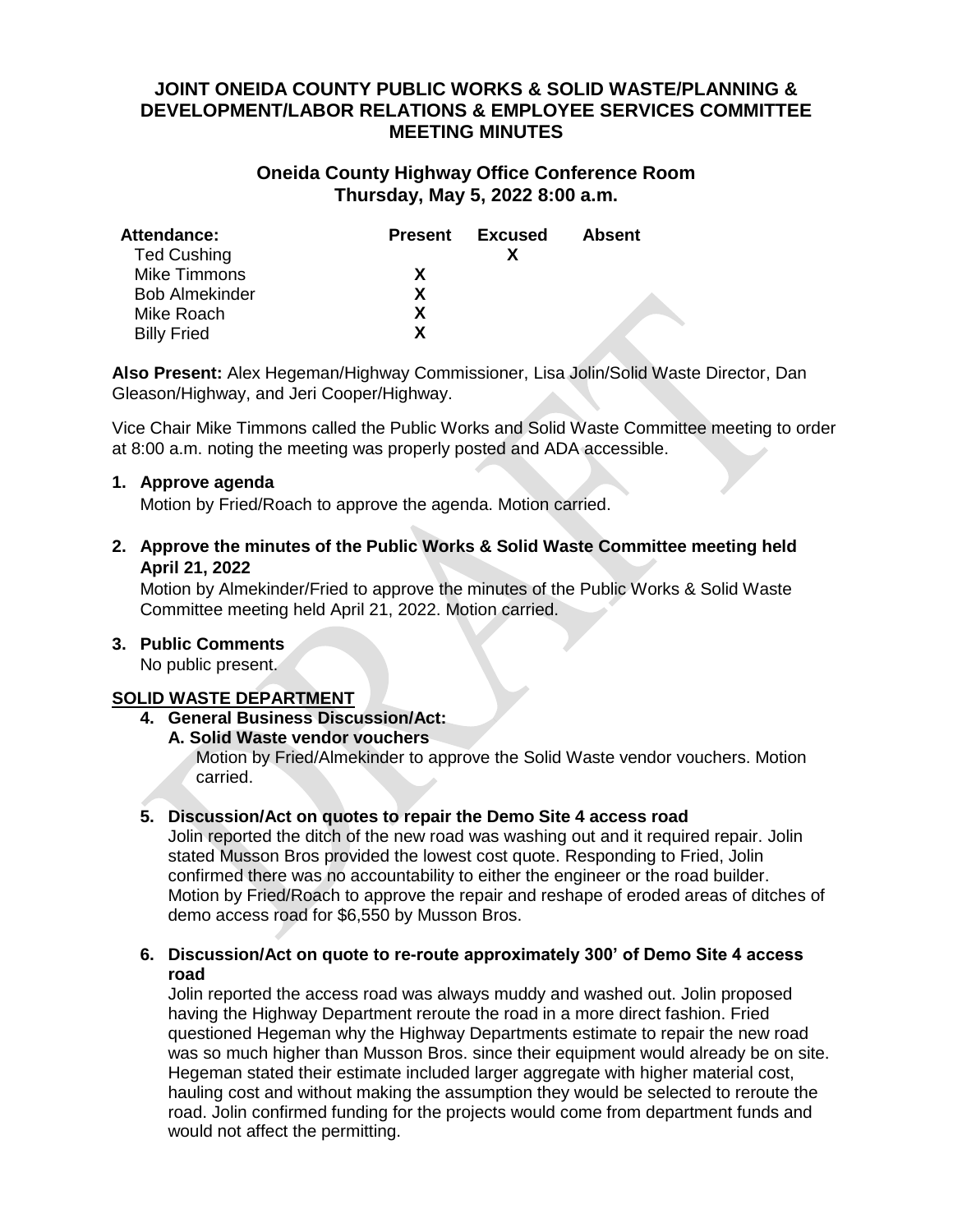# JOINT ONEIDA COUNTY PUBLIC WORKS & SOLID WASTE/PLANNING & DEVELOPMENT/LABOR RELATIONS & EMPLOYEE SERVICES COMMITTEE MEETING MINUTES

## Oneida County Highway Office Conference Room
## Thursday, May 5, 2022 8:00 a.m.

| **Attendance:** | **Present** | **Excused** | **Absent** |
|---|---|---|---|
| Ted Cushing | | X | |
| Mike Timmons | X | | |
| Bob Almekinder | X | | |
| Mike Roach | X | | |
| Billy Fried | X | | |

**Also Present:** Alex Hegeman/Highway Commissioner, Lisa Jolin/Solid Waste Director, Dan Gleason/Highway, and Jeri Cooper/Highway.

Vice Chair Mike Timmons called the Public Works and Solid Waste Committee meeting to order at 8:00 a.m. noting the meeting was properly posted and ADA accessible.

1. **Approve agenda**
   Motion by Fried/Roach to approve the agenda. Motion carried.

2. **Approve the minutes of the Public Works & Solid Waste Committee meeting held April 21, 2022**
   Motion by Almekinder/Fried to approve the minutes of the Public Works & Solid Waste Committee meeting held April 21, 2022. Motion carried.

3. **Public Comments**
   No public present.

**SOLID WASTE DEPARTMENT**

4. **General Business Discussion/Act:**
   **A. Solid Waste vendor vouchers**
   Motion by Fried/Almekinder to approve the Solid Waste vendor vouchers. Motion carried.

5. **Discussion/Act on quotes to repair the Demo Site 4 access road**
   Jolin reported the ditch of the new road was washing out and it required repair. Jolin stated Musson Bros provided the lowest cost quote. Responding to Fried, Jolin confirmed there was no accountability to either the engineer or the road builder. Motion by Fried/Roach to approve the repair and reshape of eroded areas of ditches of demo access road for $6,550 by Musson Bros.

6. **Discussion/Act on quote to re-route approximately 300' of Demo Site 4 access road**
   Jolin reported the access road was always muddy and washed out. Jolin proposed having the Highway Department reroute the road in a more direct fashion. Fried questioned Hegeman why the Highway Departments estimate to repair the new road was so much higher than Musson Bros. since their equipment would already be on site. Hegeman stated their estimate included larger aggregate with higher material cost, hauling cost and without making the assumption they would be selected to reroute the road. Jolin confirmed funding for the projects would come from department funds and would not affect the permitting.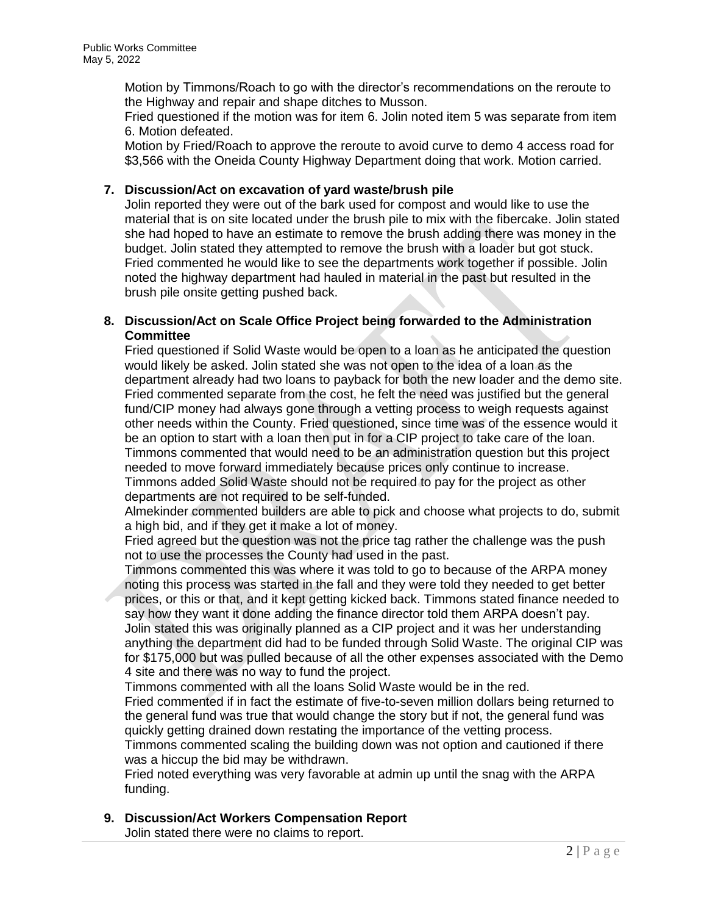Motion by Timmons/Roach to go with the director's recommendations on the reroute to the Highway and repair and shape ditches to Musson.

Fried questioned if the motion was for item 6. Jolin noted item 5 was separate from item 6. Motion defeated.

Motion by Fried/Roach to approve the reroute to avoid curve to demo 4 access road for $3,566 with the Oneida County Highway Department doing that work. Motion carried.

**7. Discussion/Act on excavation of yard waste/brush pile**

Jolin reported they were out of the bark used for compost and would like to use the material that is on site located under the brush pile to mix with the fibercake. Jolin stated she had hoped to have an estimate to remove the brush adding there was money in the budget. Jolin stated they attempted to remove the brush with a loader but got stuck. Fried commented he would like to see the departments work together if possible. Jolin noted the highway department had hauled in material in the past but resulted in the brush pile onsite getting pushed back.

**8. Discussion/Act on Scale Office Project being forwarded to the Administration Committee**

Fried questioned if Solid Waste would be open to a loan as he anticipated the question would likely be asked. Jolin stated she was not open to the idea of a loan as the department already had two loans to payback for both the new loader and the demo site. Fried commented separate from the cost, he felt the need was justified but the general fund/CIP money had always gone through a vetting process to weigh requests against other needs within the County. Fried questioned, since time was of the essence would it be an option to start with a loan then put in for a CIP project to take care of the loan. Timmons commented that would need to be an administration question but this project needed to move forward immediately because prices only continue to increase. Timmons added Solid Waste should not be required to pay for the project as other departments are not required to be self-funded.

Almekinder commented builders are able to pick and choose what projects to do, submit a high bid, and if they get it make a lot of money.

Fried agreed but the question was not the price tag rather the challenge was the push not to use the processes the County had used in the past.

Timmons commented this was where it was told to go to because of the ARPA money noting this process was started in the fall and they were told they needed to get better prices, or this or that, and it kept getting kicked back. Timmons stated finance needed to say how they want it done adding the finance director told them ARPA doesn't pay.

Jolin stated this was originally planned as a CIP project and it was her understanding anything the department did had to be funded through Solid Waste. The original CIP was for $175,000 but was pulled because of all the other expenses associated with the Demo 4 site and there was no way to fund the project.

Timmons commented with all the loans Solid Waste would be in the red.

Fried commented if in fact the estimate of five-to-seven million dollars being returned to the general fund was true that would change the story but if not, the general fund was quickly getting drained down restating the importance of the vetting process.

Timmons commented scaling the building down was not option and cautioned if there was a hiccup the bid may be withdrawn.

Fried noted everything was very favorable at admin up until the snag with the ARPA funding.

**9. Discussion/Act Workers Compensation Report**

Jolin stated there were no claims to report.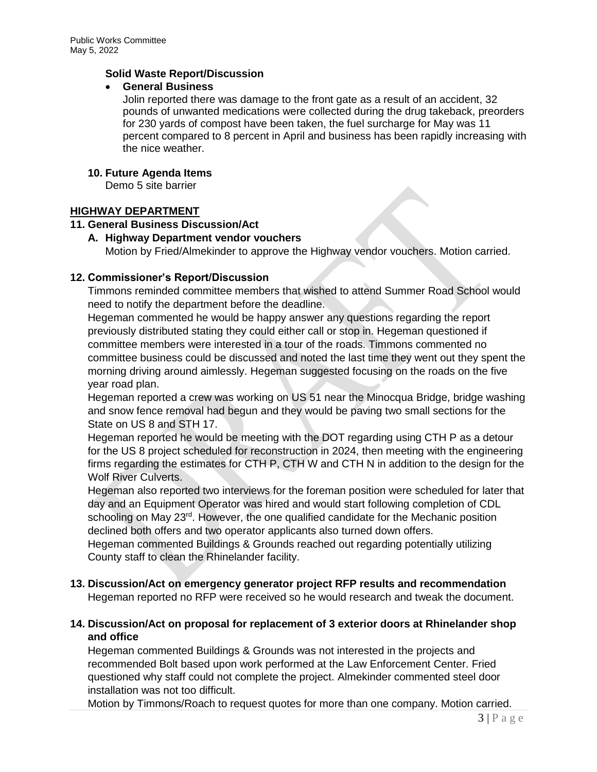**Solid Waste Report/Discussion**

- **General Business**

  Jolin reported there was damage to the front gate as a result of an accident, 32 pounds of unwanted medications were collected during the drug takeback, preorders for 230 yards of compost have been taken, the fuel surcharge for May was 11 percent compared to 8 percent in April and business has been rapidly increasing with the nice weather.

**10. Future Agenda Items**

Demo 5 site barrier

## HIGHWAY DEPARTMENT

**11. General Business Discussion/Act**

**A. Highway Department vendor vouchers**

Motion by Fried/Almekinder to approve the Highway vendor vouchers. Motion carried.

**12. Commissioner's Report/Discussion**

Timmons reminded committee members that wished to attend Summer Road School would need to notify the department before the deadline.

Hegeman commented he would be happy answer any questions regarding the report previously distributed stating they could either call or stop in. Hegeman questioned if committee members were interested in a tour of the roads. Timmons commented no committee business could be discussed and noted the last time they went out they spent the morning driving around aimlessly. Hegeman suggested focusing on the roads on the five year road plan.

Hegeman reported a crew was working on US 51 near the Minocqua Bridge, bridge washing and snow fence removal had begun and they would be paving two small sections for the State on US 8 and STH 17.

Hegeman reported he would be meeting with the DOT regarding using CTH P as a detour for the US 8 project scheduled for reconstruction in 2024, then meeting with the engineering firms regarding the estimates for CTH P, CTH W and CTH N in addition to the design for the Wolf River Culverts.

Hegeman also reported two interviews for the foreman position were scheduled for later that day and an Equipment Operator was hired and would start following completion of CDL schooling on May 23rd. However, the one qualified candidate for the Mechanic position declined both offers and two operator applicants also turned down offers.

Hegeman commented Buildings & Grounds reached out regarding potentially utilizing County staff to clean the Rhinelander facility.

**13. Discussion/Act on emergency generator project RFP results and recommendation**

Hegeman reported no RFP were received so he would research and tweak the document.

**14. Discussion/Act on proposal for replacement of 3 exterior doors at Rhinelander shop and office**

Hegeman commented Buildings & Grounds was not interested in the projects and recommended Bolt based upon work performed at the Law Enforcement Center. Fried questioned why staff could not complete the project. Almekinder commented steel door installation was not too difficult.

Motion by Timmons/Roach to request quotes for more than one company. Motion carried.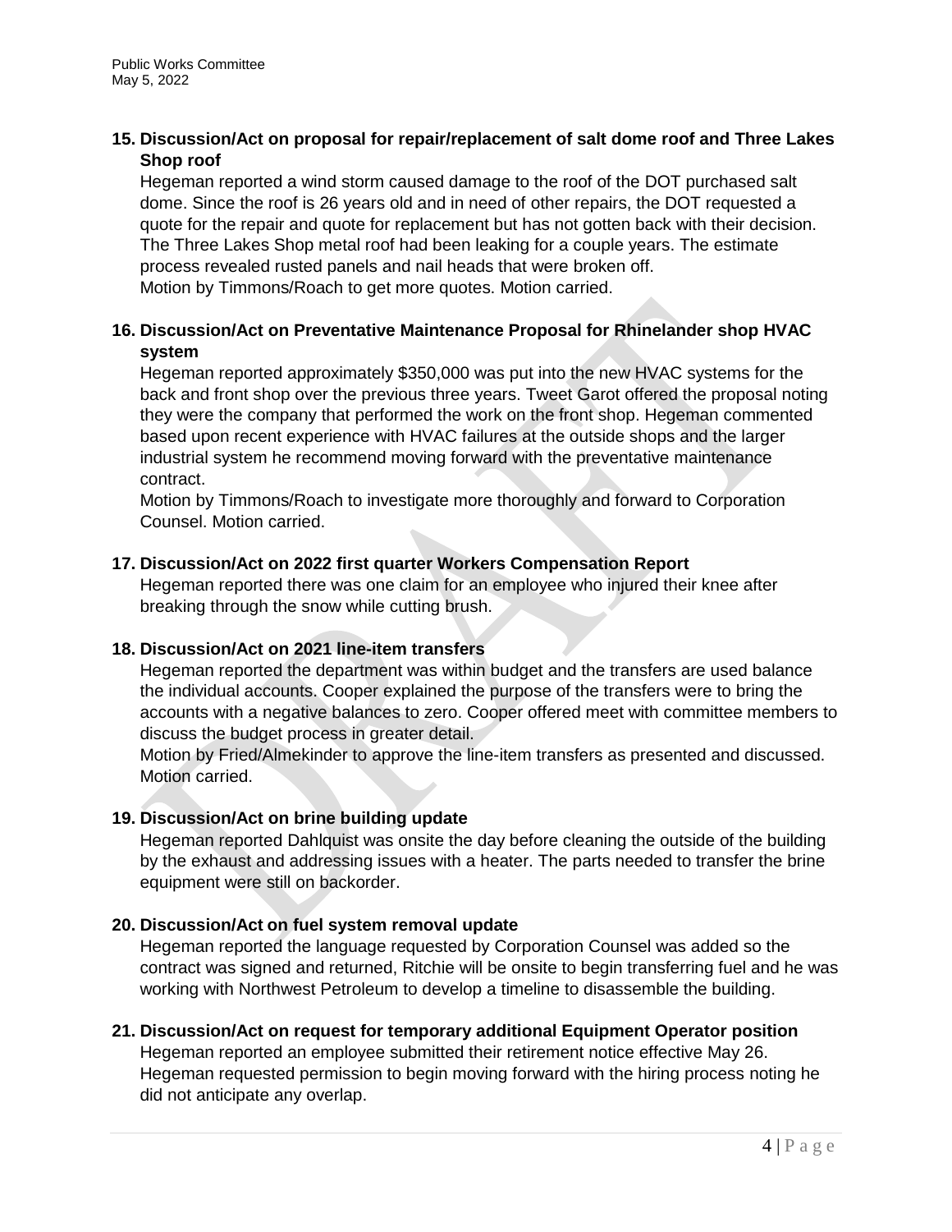**15. Discussion/Act on proposal for repair/replacement of salt dome roof and Three Lakes Shop roof**

Hegeman reported a wind storm caused damage to the roof of the DOT purchased salt dome. Since the roof is 26 years old and in need of other repairs, the DOT requested a quote for the repair and quote for replacement but has not gotten back with their decision. The Three Lakes Shop metal roof had been leaking for a couple years. The estimate process revealed rusted panels and nail heads that were broken off.
Motion by Timmons/Roach to get more quotes. Motion carried.

**16. Discussion/Act on Preventative Maintenance Proposal for Rhinelander shop HVAC system**

Hegeman reported approximately $350,000 was put into the new HVAC systems for the back and front shop over the previous three years. Tweet Garot offered the proposal noting they were the company that performed the work on the front shop. Hegeman commented based upon recent experience with HVAC failures at the outside shops and the larger industrial system he recommend moving forward with the preventative maintenance contract.
Motion by Timmons/Roach to investigate more thoroughly and forward to Corporation Counsel. Motion carried.

**17. Discussion/Act on 2022 first quarter Workers Compensation Report**

Hegeman reported there was one claim for an employee who injured their knee after breaking through the snow while cutting brush.

**18. Discussion/Act on 2021 line-item transfers**

Hegeman reported the department was within budget and the transfers are used balance the individual accounts. Cooper explained the purpose of the transfers were to bring the accounts with a negative balances to zero. Cooper offered meet with committee members to discuss the budget process in greater detail.
Motion by Fried/Almekinder to approve the line-item transfers as presented and discussed. Motion carried.

**19. Discussion/Act on brine building update**

Hegeman reported Dahlquist was onsite the day before cleaning the outside of the building by the exhaust and addressing issues with a heater. The parts needed to transfer the brine equipment were still on backorder.

**20. Discussion/Act on fuel system removal update**

Hegeman reported the language requested by Corporation Counsel was added so the contract was signed and returned, Ritchie will be onsite to begin transferring fuel and he was working with Northwest Petroleum to develop a timeline to disassemble the building.

**21. Discussion/Act on request for temporary additional Equipment Operator position**

Hegeman reported an employee submitted their retirement notice effective May 26. Hegeman requested permission to begin moving forward with the hiring process noting he did not anticipate any overlap.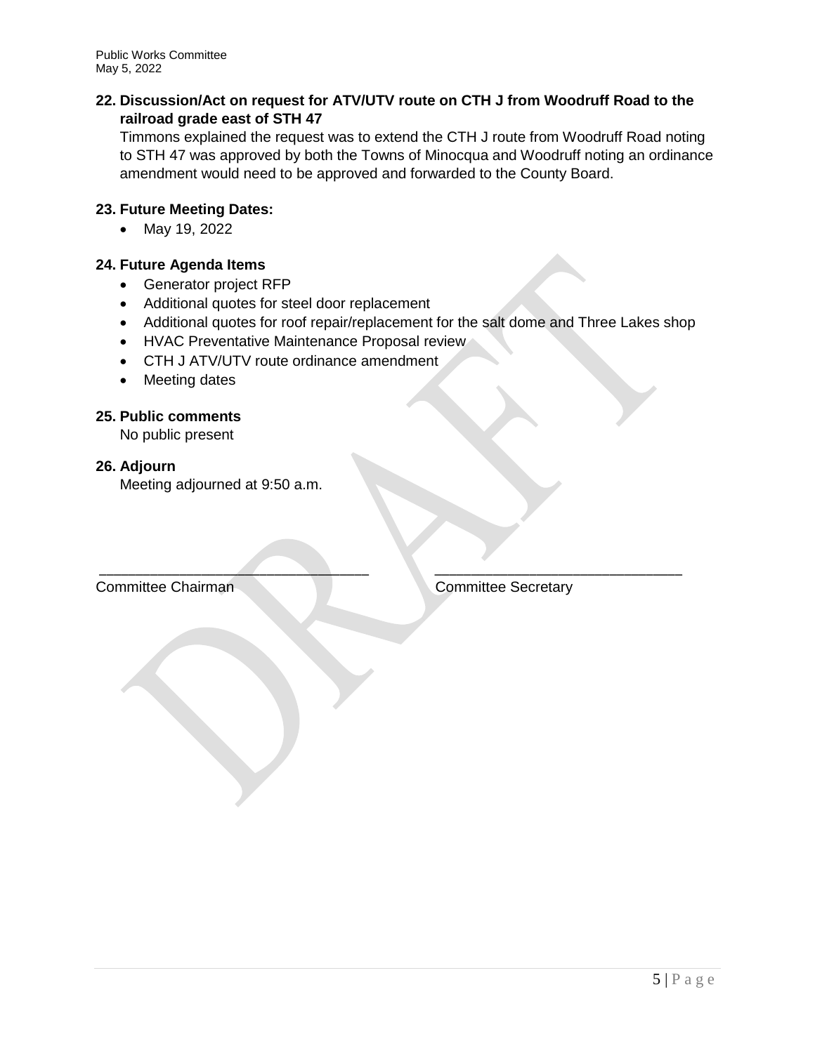**22. Discussion/Act on request for ATV/UTV route on CTH J from Woodruff Road to the railroad grade east of STH 47**

Timmons explained the request was to extend the CTH J route from Woodruff Road noting to STH 47 was approved by both the Towns of Minocqua and Woodruff noting an ordinance amendment would need to be approved and forwarded to the County Board.

**23. Future Meeting Dates:**

- May 19, 2022

**24. Future Agenda Items**

- Generator project RFP
- Additional quotes for steel door replacement
- Additional quotes for roof repair/replacement for the salt dome and Three Lakes shop
- HVAC Preventative Maintenance Proposal review
- CTH J ATV/UTV route ordinance amendment
- Meeting dates

**25. Public comments**

No public present

**26. Adjourn**

Meeting adjourned at 9:50 a.m.

\_\_\_\_\_\_\_\_\_\_\_\_\_\_\_\_\_\_\_\_\_\_\_\_\_\_\_\_\_\_\_\_\_\_
Committee Chairman

\_\_\_\_\_\_\_\_\_\_\_\_\_\_\_\_\_\_\_\_\_\_\_\_\_\_\_\_\_\_\_\_\_\_
Committee Secretary

DRAFT